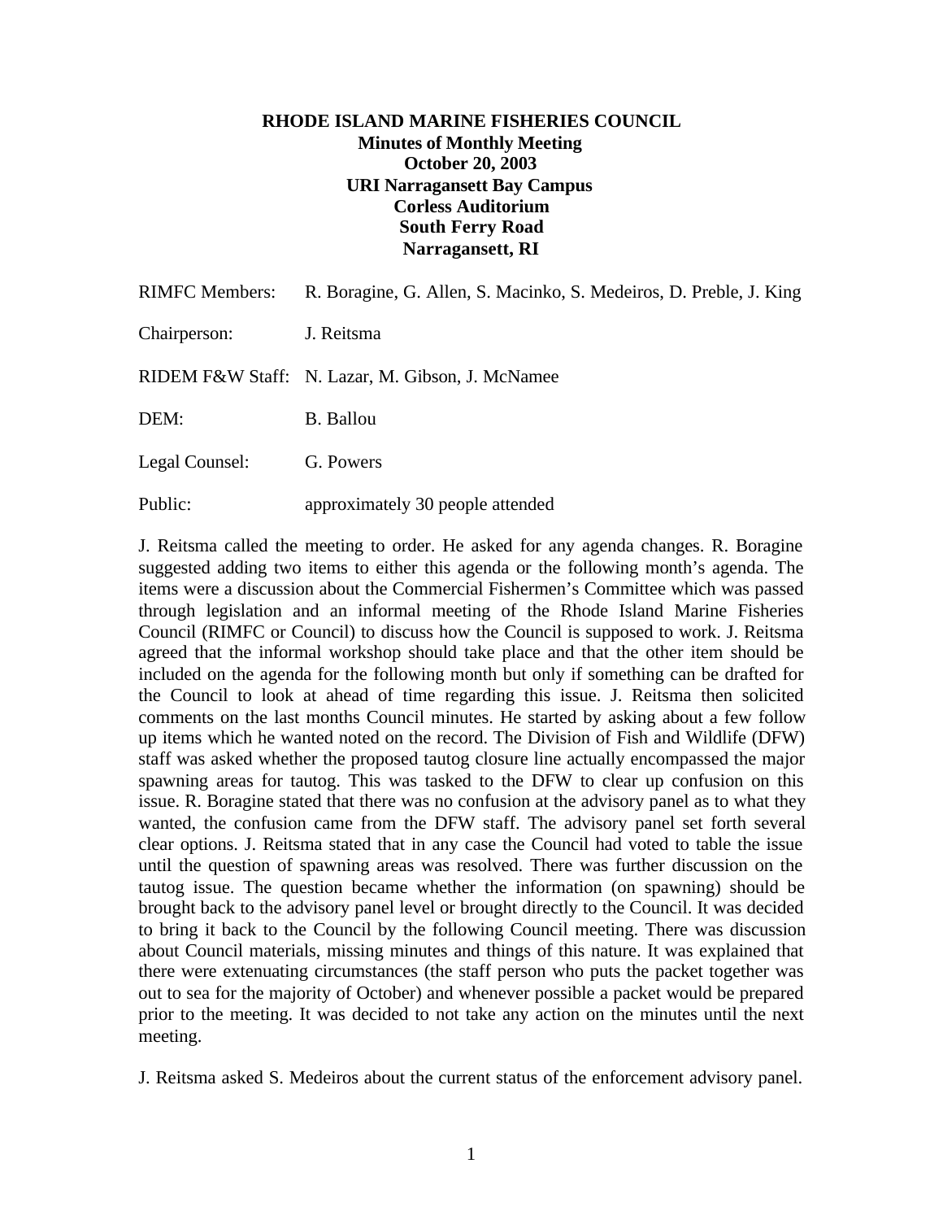# RHODE ISLAND MARINE FISHERIES COUNCIL

**Minutes of Monthly Meeting**
**October 20, 2003**
**URI Narragansett Bay Campus**
**Corless Auditorium**
**South Ferry Road**
**Narragansett, RI**

RIMFC Members: R. Boragine, G. Allen, S. Macinko, S. Medeiros, D. Preble, J. King

Chairperson: J. Reitsma

RIDEM F&W Staff: N. Lazar, M. Gibson, J. McNamee

DEM: B. Ballou

Legal Counsel: G. Powers

Public: approximately 30 people attended

J. Reitsma called the meeting to order. He asked for any agenda changes. R. Boragine suggested adding two items to either this agenda or the following month's agenda. The items were a discussion about the Commercial Fishermen's Committee which was passed through legislation and an informal meeting of the Rhode Island Marine Fisheries Council (RIMFC or Council) to discuss how the Council is supposed to work. J. Reitsma agreed that the informal workshop should take place and that the other item should be included on the agenda for the following month but only if something can be drafted for the Council to look at ahead of time regarding this issue. J. Reitsma then solicited comments on the last months Council minutes. He started by asking about a few follow up items which he wanted noted on the record. The Division of Fish and Wildlife (DFW) staff was asked whether the proposed tautog closure line actually encompassed the major spawning areas for tautog. This was tasked to the DFW to clear up confusion on this issue. R. Boragine stated that there was no confusion at the advisory panel as to what they wanted, the confusion came from the DFW staff. The advisory panel set forth several clear options. J. Reitsma stated that in any case the Council had voted to table the issue until the question of spawning areas was resolved. There was further discussion on the tautog issue. The question became whether the information (on spawning) should be brought back to the advisory panel level or brought directly to the Council. It was decided to bring it back to the Council by the following Council meeting. There was discussion about Council materials, missing minutes and things of this nature. It was explained that there were extenuating circumstances (the staff person who puts the packet together was out to sea for the majority of October) and whenever possible a packet would be prepared prior to the meeting. It was decided to not take any action on the minutes until the next meeting.

J. Reitsma asked S. Medeiros about the current status of the enforcement advisory panel.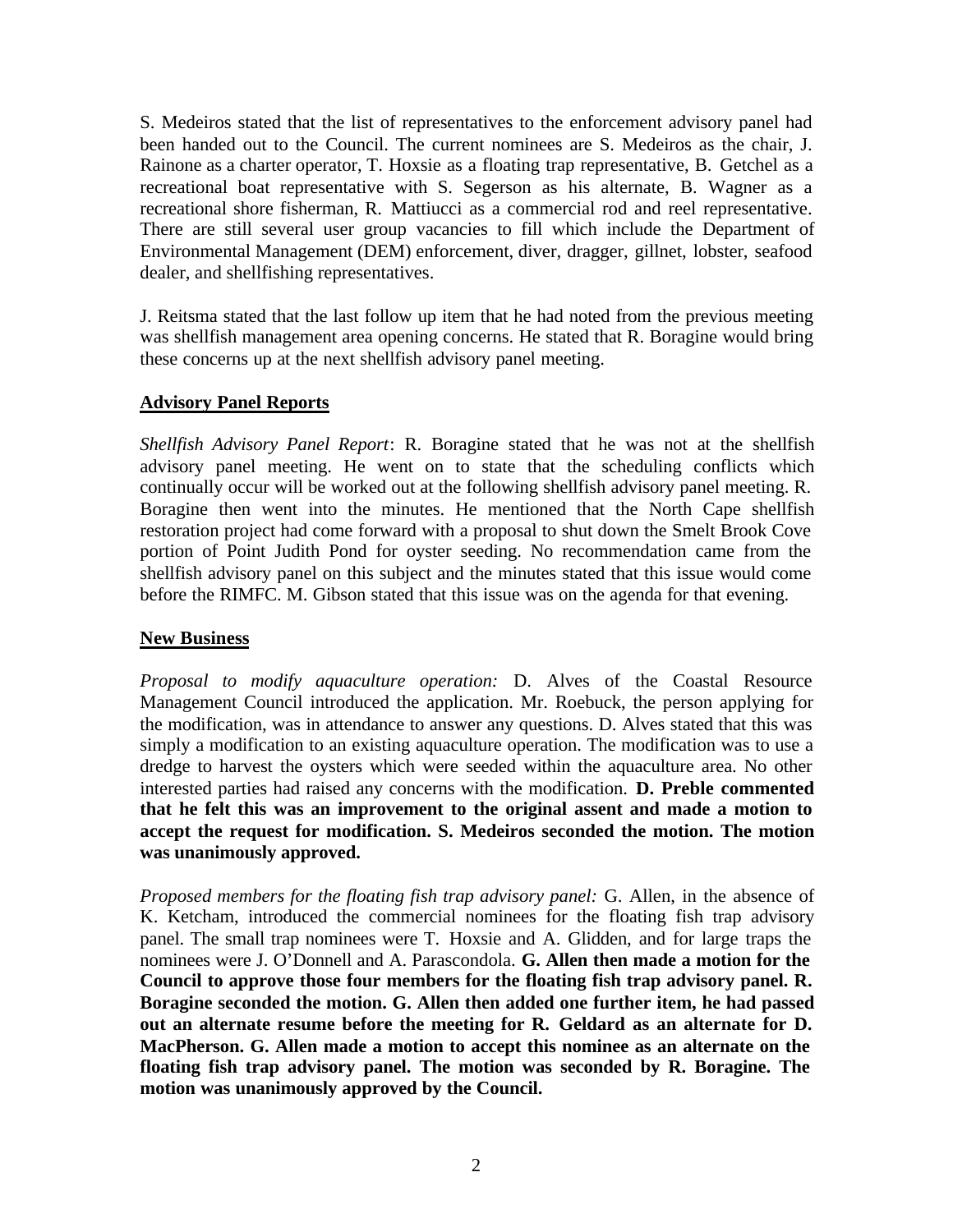S. Medeiros stated that the list of representatives to the enforcement advisory panel had been handed out to the Council. The current nominees are S. Medeiros as the chair, J. Rainone as a charter operator, T. Hoxsie as a floating trap representative, B. Getchel as a recreational boat representative with S. Segerson as his alternate, B. Wagner as a recreational shore fisherman, R. Mattiucci as a commercial rod and reel representative. There are still several user group vacancies to fill which include the Department of Environmental Management (DEM) enforcement, diver, dragger, gillnet, lobster, seafood dealer, and shellfishing representatives.

J. Reitsma stated that the last follow up item that he had noted from the previous meeting was shellfish management area opening concerns. He stated that R. Boragine would bring these concerns up at the next shellfish advisory panel meeting.

## Advisory Panel Reports

*Shellfish Advisory Panel Report*: R. Boragine stated that he was not at the shellfish advisory panel meeting. He went on to state that the scheduling conflicts which continually occur will be worked out at the following shellfish advisory panel meeting. R. Boragine then went into the minutes. He mentioned that the North Cape shellfish restoration project had come forward with a proposal to shut down the Smelt Brook Cove portion of Point Judith Pond for oyster seeding. No recommendation came from the shellfish advisory panel on this subject and the minutes stated that this issue would come before the RIMFC. M. Gibson stated that this issue was on the agenda for that evening.

## New Business

*Proposal to modify aquaculture operation:* D. Alves of the Coastal Resource Management Council introduced the application. Mr. Roebuck, the person applying for the modification, was in attendance to answer any questions. D. Alves stated that this was simply a modification to an existing aquaculture operation. The modification was to use a dredge to harvest the oysters which were seeded within the aquaculture area. No other interested parties had raised any concerns with the modification. **D. Preble commented that he felt this was an improvement to the original assent and made a motion to accept the request for modification. S. Medeiros seconded the motion. The motion was unanimously approved.**

*Proposed members for the floating fish trap advisory panel:* G. Allen, in the absence of K. Ketcham, introduced the commercial nominees for the floating fish trap advisory panel. The small trap nominees were T. Hoxsie and A. Glidden, and for large traps the nominees were J. O'Donnell and A. Parascondola. **G. Allen then made a motion for the Council to approve those four members for the floating fish trap advisory panel. R. Boragine seconded the motion. G. Allen then added one further item, he had passed out an alternate resume before the meeting for R. Geldard as an alternate for D. MacPherson. G. Allen made a motion to accept this nominee as an alternate on the floating fish trap advisory panel. The motion was seconded by R. Boragine. The motion was unanimously approved by the Council.**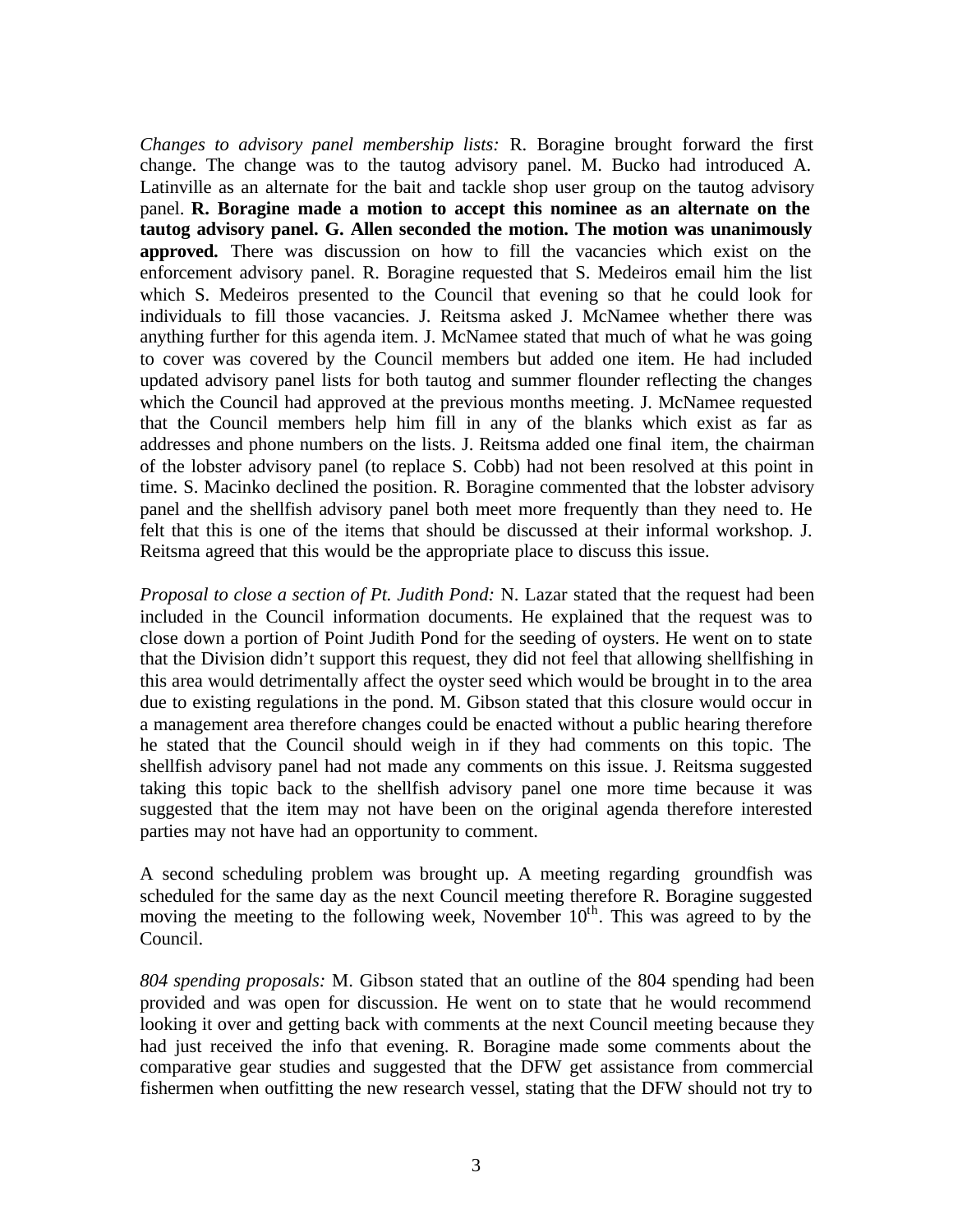*Changes to advisory panel membership lists:* R. Boragine brought forward the first change. The change was to the tautog advisory panel. M. Bucko had introduced A. Latinville as an alternate for the bait and tackle shop user group on the tautog advisory panel. **R. Boragine made a motion to accept this nominee as an alternate on the tautog advisory panel. G. Allen seconded the motion. The motion was unanimously approved.** There was discussion on how to fill the vacancies which exist on the enforcement advisory panel. R. Boragine requested that S. Medeiros email him the list which S. Medeiros presented to the Council that evening so that he could look for individuals to fill those vacancies. J. Reitsma asked J. McNamee whether there was anything further for this agenda item. J. McNamee stated that much of what he was going to cover was covered by the Council members but added one item. He had included updated advisory panel lists for both tautog and summer flounder reflecting the changes which the Council had approved at the previous months meeting. J. McNamee requested that the Council members help him fill in any of the blanks which exist as far as addresses and phone numbers on the lists. J. Reitsma added one final item, the chairman of the lobster advisory panel (to replace S. Cobb) had not been resolved at this point in time. S. Macinko declined the position. R. Boragine commented that the lobster advisory panel and the shellfish advisory panel both meet more frequently than they need to. He felt that this is one of the items that should be discussed at their informal workshop. J. Reitsma agreed that this would be the appropriate place to discuss this issue.

*Proposal to close a section of Pt. Judith Pond:* N. Lazar stated that the request had been included in the Council information documents. He explained that the request was to close down a portion of Point Judith Pond for the seeding of oysters. He went on to state that the Division didn't support this request, they did not feel that allowing shellfishing in this area would detrimentally affect the oyster seed which would be brought in to the area due to existing regulations in the pond. M. Gibson stated that this closure would occur in a management area therefore changes could be enacted without a public hearing therefore he stated that the Council should weigh in if they had comments on this topic. The shellfish advisory panel had not made any comments on this issue. J. Reitsma suggested taking this topic back to the shellfish advisory panel one more time because it was suggested that the item may not have been on the original agenda therefore interested parties may not have had an opportunity to comment.

A second scheduling problem was brought up. A meeting regarding groundfish was scheduled for the same day as the next Council meeting therefore R. Boragine suggested moving the meeting to the following week, November 10th. This was agreed to by the Council.

*804 spending proposals:* M. Gibson stated that an outline of the 804 spending had been provided and was open for discussion. He went on to state that he would recommend looking it over and getting back with comments at the next Council meeting because they had just received the info that evening. R. Boragine made some comments about the comparative gear studies and suggested that the DFW get assistance from commercial fishermen when outfitting the new research vessel, stating that the DFW should not try to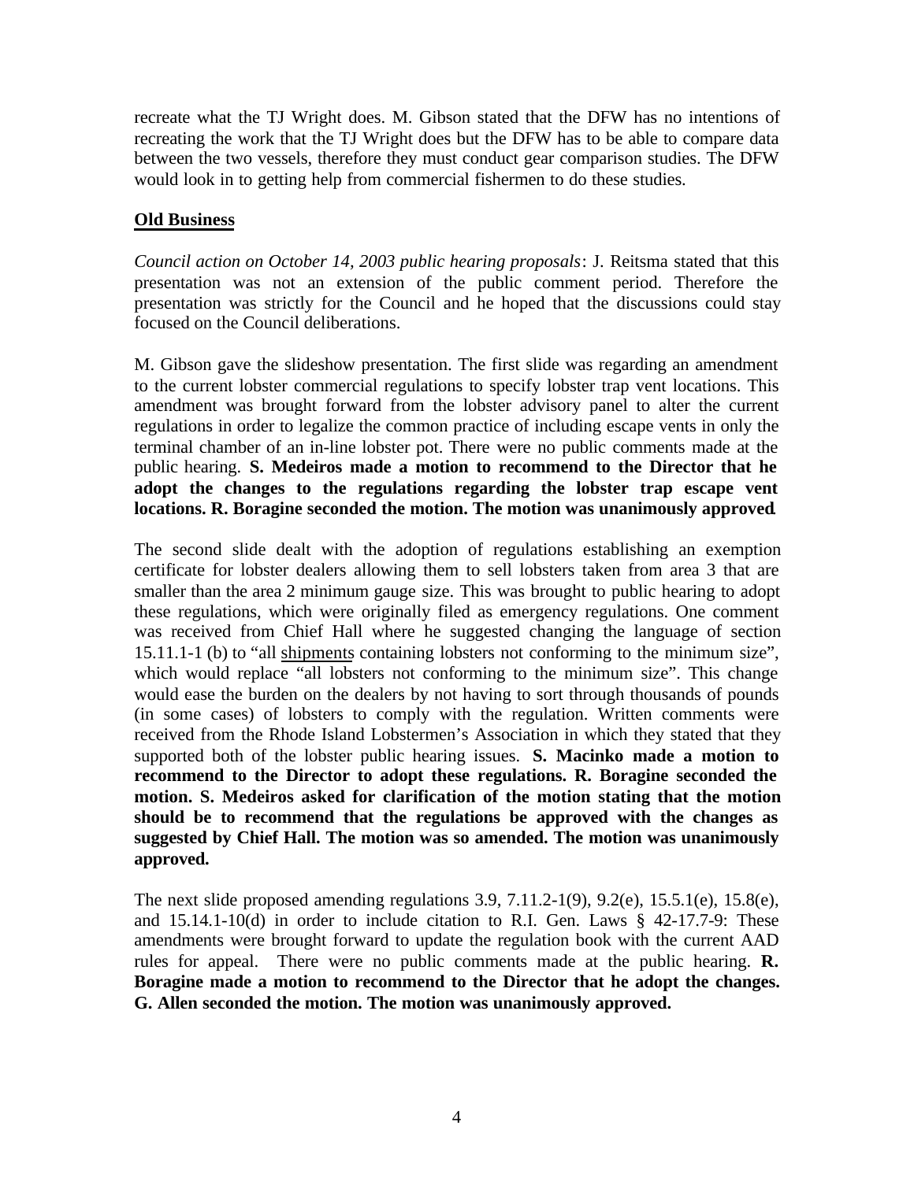recreate what the TJ Wright does. M. Gibson stated that the DFW has no intentions of recreating the work that the TJ Wright does but the DFW has to be able to compare data between the two vessels, therefore they must conduct gear comparison studies. The DFW would look in to getting help from commercial fishermen to do these studies.

## Old Business

*Council action on October 14, 2003 public hearing proposals*: J. Reitsma stated that this presentation was not an extension of the public comment period. Therefore the presentation was strictly for the Council and he hoped that the discussions could stay focused on the Council deliberations.

M. Gibson gave the slideshow presentation. The first slide was regarding an amendment to the current lobster commercial regulations to specify lobster trap vent locations. This amendment was brought forward from the lobster advisory panel to alter the current regulations in order to legalize the common practice of including escape vents in only the terminal chamber of an in-line lobster pot. There were no public comments made at the public hearing. **S. Medeiros made a motion to recommend to the Director that he adopt the changes to the regulations regarding the lobster trap escape vent locations. R. Boragine seconded the motion. The motion was unanimously approved.**

The second slide dealt with the adoption of regulations establishing an exemption certificate for lobster dealers allowing them to sell lobsters taken from area 3 that are smaller than the area 2 minimum gauge size. This was brought to public hearing to adopt these regulations, which were originally filed as emergency regulations. One comment was received from Chief Hall where he suggested changing the language of section 15.11.1-1 (b) to "all <u>shipments</u> containing lobsters not conforming to the minimum size", which would replace "all lobsters not conforming to the minimum size". This change would ease the burden on the dealers by not having to sort through thousands of pounds (in some cases) of lobsters to comply with the regulation. Written comments were received from the Rhode Island Lobstermen's Association in which they stated that they supported both of the lobster public hearing issues. **S. Macinko made a motion to recommend to the Director to adopt these regulations. R. Boragine seconded the motion. S. Medeiros asked for clarification of the motion stating that the motion should be to recommend that the regulations be approved with the changes as suggested by Chief Hall. The motion was so amended. The motion was unanimously approved.**

The next slide proposed amending regulations 3.9, 7.11.2-1(9), 9.2(e), 15.5.1(e), 15.8(e), and 15.14.1-10(d) in order to include citation to R.I. Gen. Laws § 42-17.7-9: These amendments were brought forward to update the regulation book with the current AAD rules for appeal. There were no public comments made at the public hearing. **R. Boragine made a motion to recommend to the Director that he adopt the changes. G. Allen seconded the motion. The motion was unanimously approved.**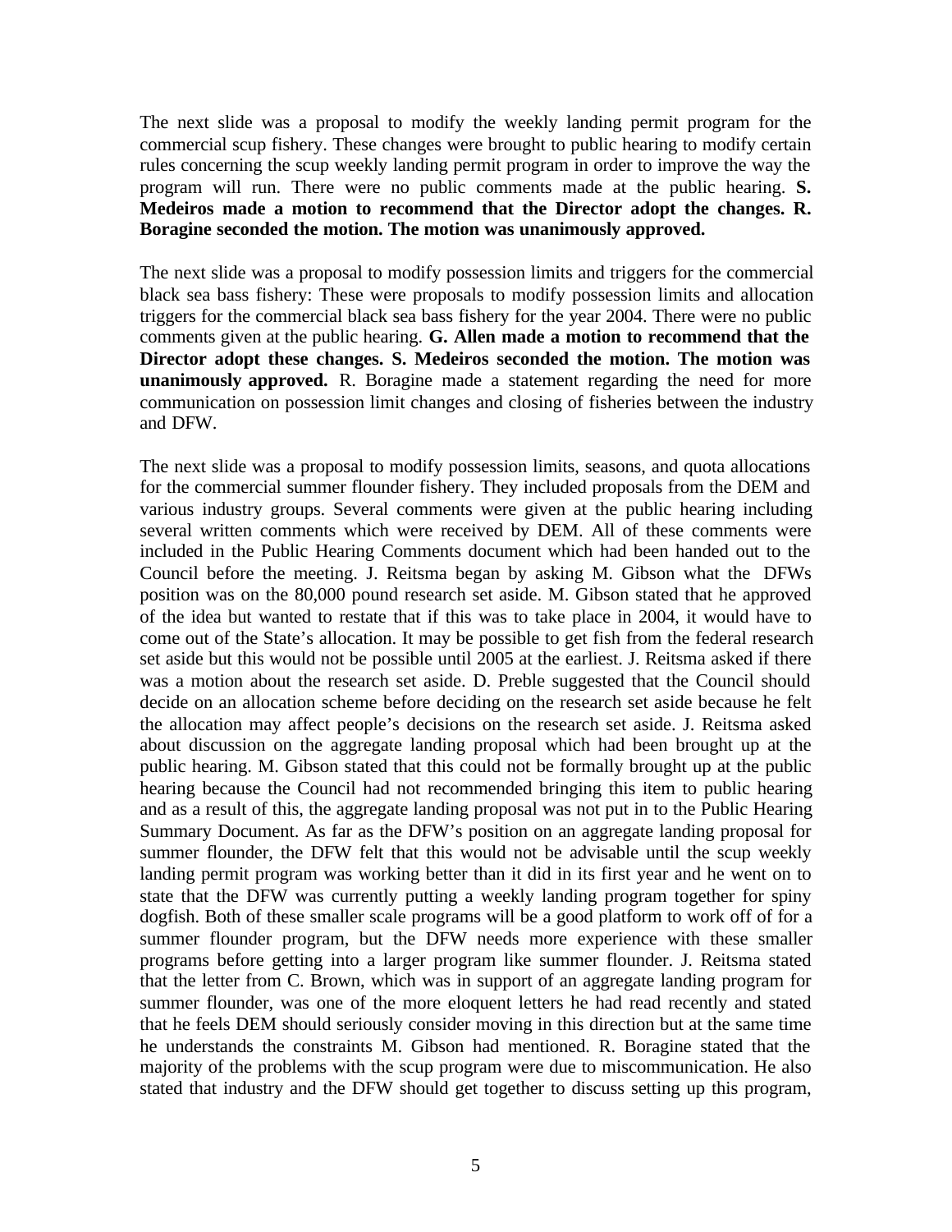The next slide was a proposal to modify the weekly landing permit program for the commercial scup fishery. These changes were brought to public hearing to modify certain rules concerning the scup weekly landing permit program in order to improve the way the program will run. There were no public comments made at the public hearing. **S. Medeiros made a motion to recommend that the Director adopt the changes. R. Boragine seconded the motion. The motion was unanimously approved.**

The next slide was a proposal to modify possession limits and triggers for the commercial black sea bass fishery: These were proposals to modify possession limits and allocation triggers for the commercial black sea bass fishery for the year 2004. There were no public comments given at the public hearing. **G. Allen made a motion to recommend that the Director adopt these changes. S. Medeiros seconded the motion. The motion was unanimously approved.** R. Boragine made a statement regarding the need for more communication on possession limit changes and closing of fisheries between the industry and DFW.

The next slide was a proposal to modify possession limits, seasons, and quota allocations for the commercial summer flounder fishery. They included proposals from the DEM and various industry groups. Several comments were given at the public hearing including several written comments which were received by DEM. All of these comments were included in the Public Hearing Comments document which had been handed out to the Council before the meeting. J. Reitsma began by asking M. Gibson what the DFWs position was on the 80,000 pound research set aside. M. Gibson stated that he approved of the idea but wanted to restate that if this was to take place in 2004, it would have to come out of the State's allocation. It may be possible to get fish from the federal research set aside but this would not be possible until 2005 at the earliest. J. Reitsma asked if there was a motion about the research set aside. D. Preble suggested that the Council should decide on an allocation scheme before deciding on the research set aside because he felt the allocation may affect people's decisions on the research set aside. J. Reitsma asked about discussion on the aggregate landing proposal which had been brought up at the public hearing. M. Gibson stated that this could not be formally brought up at the public hearing because the Council had not recommended bringing this item to public hearing and as a result of this, the aggregate landing proposal was not put in to the Public Hearing Summary Document. As far as the DFW's position on an aggregate landing proposal for summer flounder, the DFW felt that this would not be advisable until the scup weekly landing permit program was working better than it did in its first year and he went on to state that the DFW was currently putting a weekly landing program together for spiny dogfish. Both of these smaller scale programs will be a good platform to work off of for a summer flounder program, but the DFW needs more experience with these smaller programs before getting into a larger program like summer flounder. J. Reitsma stated that the letter from C. Brown, which was in support of an aggregate landing program for summer flounder, was one of the more eloquent letters he had read recently and stated that he feels DEM should seriously consider moving in this direction but at the same time he understands the constraints M. Gibson had mentioned. R. Boragine stated that the majority of the problems with the scup program were due to miscommunication. He also stated that industry and the DFW should get together to discuss setting up this program,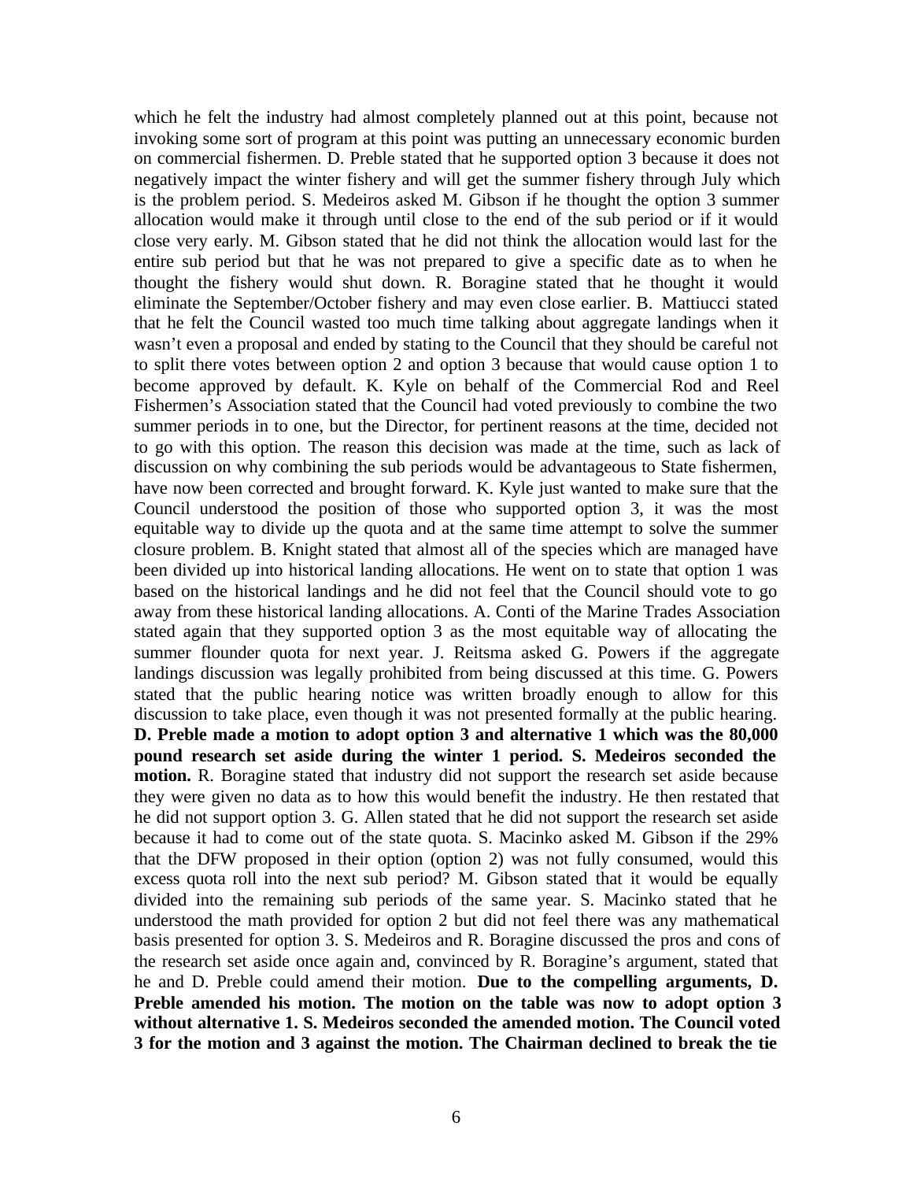which he felt the industry had almost completely planned out at this point, because not invoking some sort of program at this point was putting an unnecessary economic burden on commercial fishermen. D. Preble stated that he supported option 3 because it does not negatively impact the winter fishery and will get the summer fishery through July which is the problem period. S. Medeiros asked M. Gibson if he thought the option 3 summer allocation would make it through until close to the end of the sub period or if it would close very early. M. Gibson stated that he did not think the allocation would last for the entire sub period but that he was not prepared to give a specific date as to when he thought the fishery would shut down. R. Boragine stated that he thought it would eliminate the September/October fishery and may even close earlier. B. Mattiucci stated that he felt the Council wasted too much time talking about aggregate landings when it wasn't even a proposal and ended by stating to the Council that they should be careful not to split there votes between option 2 and option 3 because that would cause option 1 to become approved by default. K. Kyle on behalf of the Commercial Rod and Reel Fishermen's Association stated that the Council had voted previously to combine the two summer periods in to one, but the Director, for pertinent reasons at the time, decided not to go with this option. The reason this decision was made at the time, such as lack of discussion on why combining the sub periods would be advantageous to State fishermen, have now been corrected and brought forward. K. Kyle just wanted to make sure that the Council understood the position of those who supported option 3, it was the most equitable way to divide up the quota and at the same time attempt to solve the summer closure problem. B. Knight stated that almost all of the species which are managed have been divided up into historical landing allocations. He went on to state that option 1 was based on the historical landings and he did not feel that the Council should vote to go away from these historical landing allocations. A. Conti of the Marine Trades Association stated again that they supported option 3 as the most equitable way of allocating the summer flounder quota for next year. J. Reitsma asked G. Powers if the aggregate landings discussion was legally prohibited from being discussed at this time. G. Powers stated that the public hearing notice was written broadly enough to allow for this discussion to take place, even though it was not presented formally at the public hearing. **D. Preble made a motion to adopt option 3 and alternative 1 which was the 80,000 pound research set aside during the winter 1 period. S. Medeiros seconded the motion.** R. Boragine stated that industry did not support the research set aside because they were given no data as to how this would benefit the industry. He then restated that he did not support option 3. G. Allen stated that he did not support the research set aside because it had to come out of the state quota. S. Macinko asked M. Gibson if the 29% that the DFW proposed in their option (option 2) was not fully consumed, would this excess quota roll into the next sub period? M. Gibson stated that it would be equally divided into the remaining sub periods of the same year. S. Macinko stated that he understood the math provided for option 2 but did not feel there was any mathematical basis presented for option 3. S. Medeiros and R. Boragine discussed the pros and cons of the research set aside once again and, convinced by R. Boragine's argument, stated that he and D. Preble could amend their motion. **Due to the compelling arguments, D. Preble amended his motion. The motion on the table was now to adopt option 3 without alternative 1. S. Medeiros seconded the amended motion. The Council voted 3 for the motion and 3 against the motion. The Chairman declined to break the tie**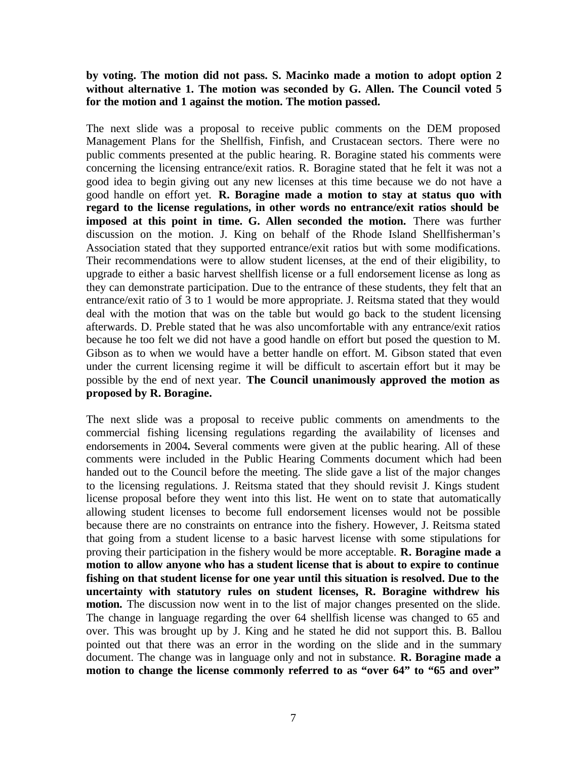**by voting. The motion did not pass. S. Macinko made a motion to adopt option 2 without alternative 1. The motion was seconded by G. Allen. The Council voted 5 for the motion and 1 against the motion. The motion passed.**

The next slide was a proposal to receive public comments on the DEM proposed Management Plans for the Shellfish, Finfish, and Crustacean sectors. There were no public comments presented at the public hearing. R. Boragine stated his comments were concerning the licensing entrance/exit ratios. R. Boragine stated that he felt it was not a good idea to begin giving out any new licenses at this time because we do not have a good handle on effort yet. **R. Boragine made a motion to stay at status quo with regard to the license regulations, in other words no entrance/exit ratios should be imposed at this point in time. G. Allen seconded the motion.** There was further discussion on the motion. J. King on behalf of the Rhode Island Shellfisherman's Association stated that they supported entrance/exit ratios but with some modifications. Their recommendations were to allow student licenses, at the end of their eligibility, to upgrade to either a basic harvest shellfish license or a full endorsement license as long as they can demonstrate participation. Due to the entrance of these students, they felt that an entrance/exit ratio of 3 to 1 would be more appropriate. J. Reitsma stated that they would deal with the motion that was on the table but would go back to the student licensing afterwards. D. Preble stated that he was also uncomfortable with any entrance/exit ratios because he too felt we did not have a good handle on effort but posed the question to M. Gibson as to when we would have a better handle on effort. M. Gibson stated that even under the current licensing regime it will be difficult to ascertain effort but it may be possible by the end of next year. **The Council unanimously approved the motion as proposed by R. Boragine.**

The next slide was a proposal to receive public comments on amendments to the commercial fishing licensing regulations regarding the availability of licenses and endorsements in 2004**.** Several comments were given at the public hearing. All of these comments were included in the Public Hearing Comments document which had been handed out to the Council before the meeting. The slide gave a list of the major changes to the licensing regulations. J. Reitsma stated that they should revisit J. Kings student license proposal before they went into this list. He went on to state that automatically allowing student licenses to become full endorsement licenses would not be possible because there are no constraints on entrance into the fishery. However, J. Reitsma stated that going from a student license to a basic harvest license with some stipulations for proving their participation in the fishery would be more acceptable. **R. Boragine made a motion to allow anyone who has a student license that is about to expire to continue fishing on that student license for one year until this situation is resolved. Due to the uncertainty with statutory rules on student licenses, R. Boragine withdrew his motion.** The discussion now went in to the list of major changes presented on the slide. The change in language regarding the over 64 shellfish license was changed to 65 and over. This was brought up by J. King and he stated he did not support this. B. Ballou pointed out that there was an error in the wording on the slide and in the summary document. The change was in language only and not in substance. **R. Boragine made a motion to change the license commonly referred to as "over 64" to "65 and over"**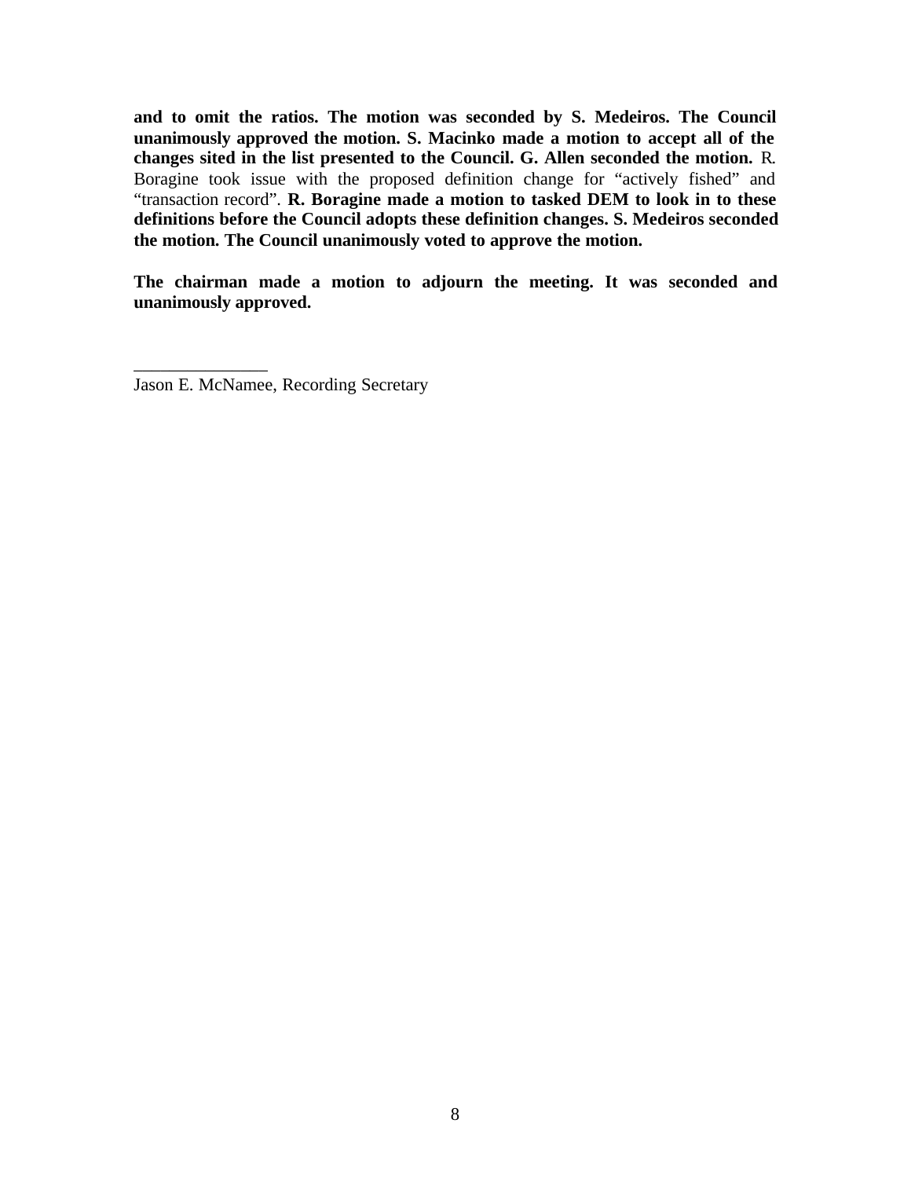**and to omit the ratios. The motion was seconded by S. Medeiros. The Council unanimously approved the motion. S. Macinko made a motion to accept all of the changes sited in the list presented to the Council. G. Allen seconded the motion.** R. Boragine took issue with the proposed definition change for "actively fished" and "transaction record". **R. Boragine made a motion to tasked DEM to look in to these definitions before the Council adopts these definition changes. S. Medeiros seconded the motion. The Council unanimously voted to approve the motion.**

**The chairman made a motion to adjourn the meeting. It was seconded and unanimously approved.**

_______________
Jason E. McNamee, Recording Secretary